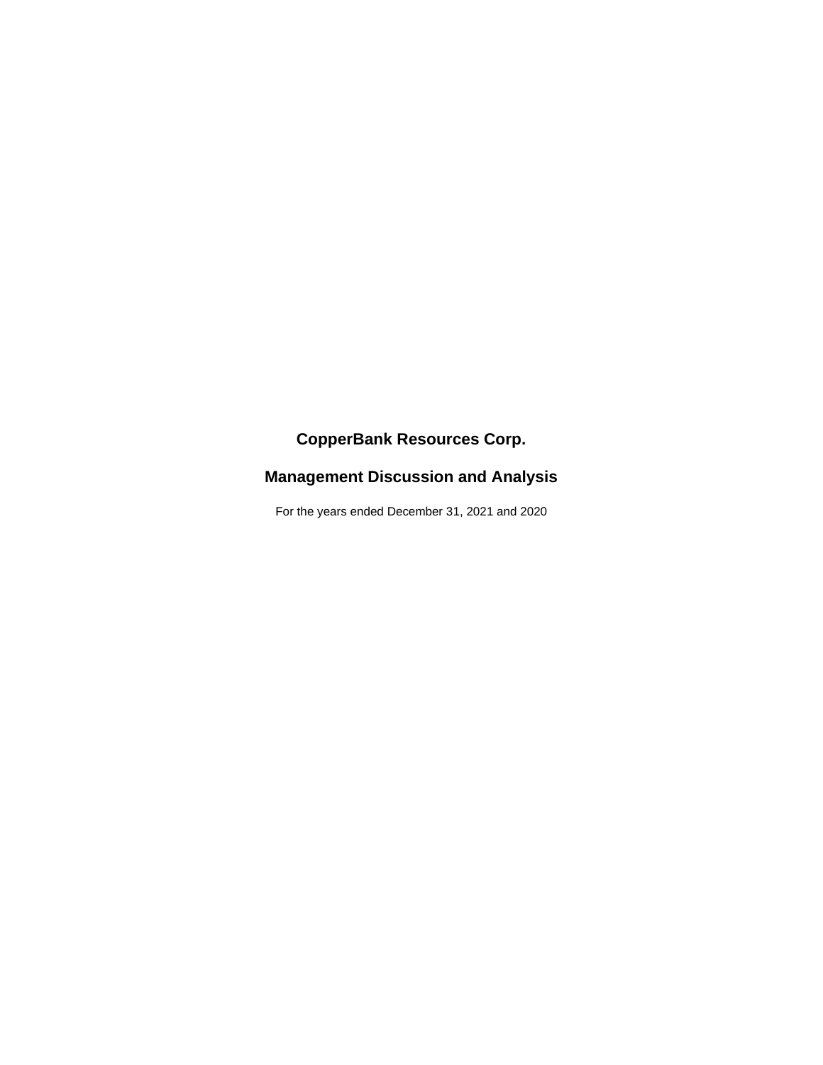# CopperBank Resources Corp.

## Management Discussion and Analysis

For the years ended December 31, 2021 and 2020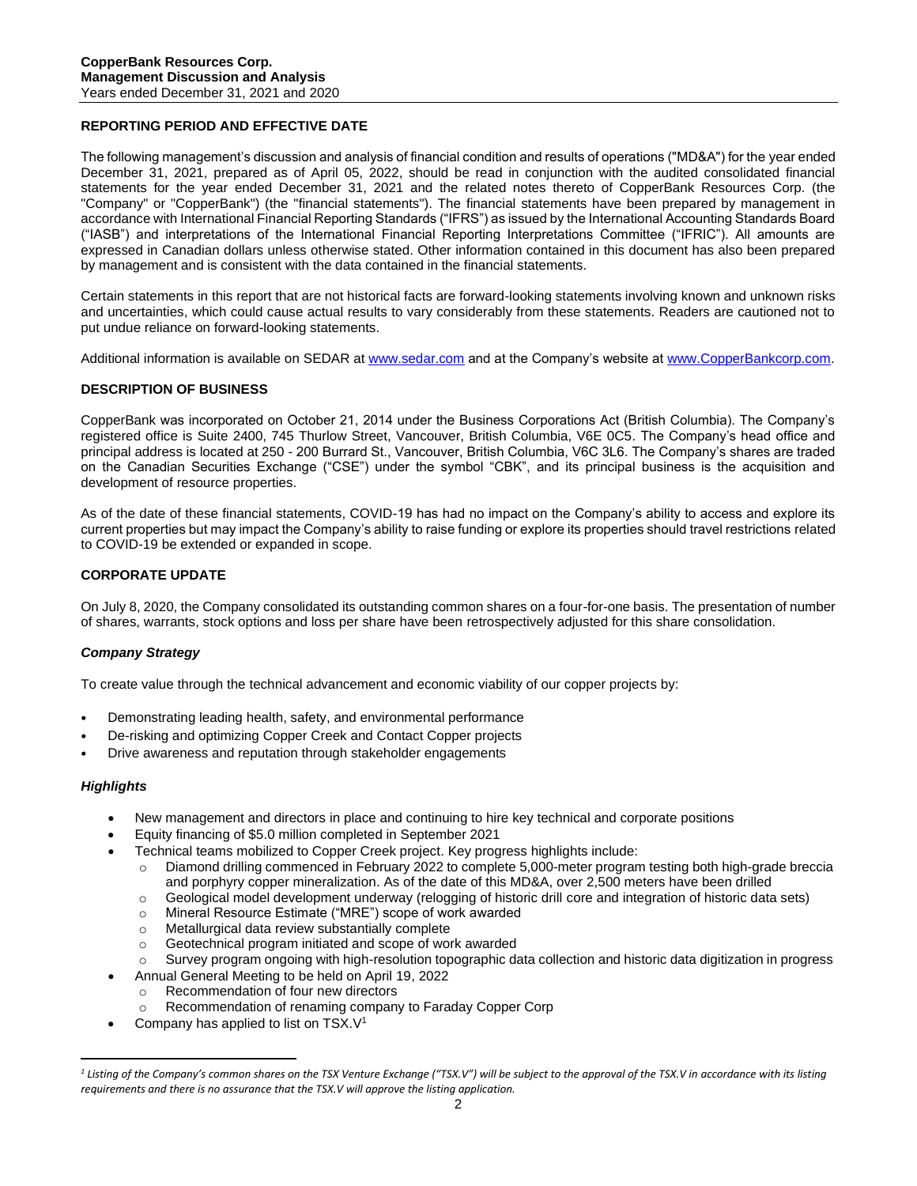## REPORTING PERIOD AND EFFECTIVE DATE

The following management's discussion and analysis of financial condition and results of operations ("MD&A") for the year ended December 31, 2021, prepared as of April 05, 2022, should be read in conjunction with the audited consolidated financial statements for the year ended December 31, 2021 and the related notes thereto of CopperBank Resources Corp. (the "Company" or "CopperBank") (the "financial statements"). The financial statements have been prepared by management in accordance with International Financial Reporting Standards ("IFRS") as issued by the International Accounting Standards Board ("IASB") and interpretations of the International Financial Reporting Interpretations Committee ("IFRIC"). All amounts are expressed in Canadian dollars unless otherwise stated. Other information contained in this document has also been prepared by management and is consistent with the data contained in the financial statements.

Certain statements in this report that are not historical facts are forward-looking statements involving known and unknown risks and uncertainties, which could cause actual results to vary considerably from these statements. Readers are cautioned not to put undue reliance on forward-looking statements.

Additional information is available on SEDAR at www.sedar.com and at the Company's website at www.CopperBankcorp.com.

## DESCRIPTION OF BUSINESS

CopperBank was incorporated on October 21, 2014 under the Business Corporations Act (British Columbia). The Company's registered office is Suite 2400, 745 Thurlow Street, Vancouver, British Columbia, V6E 0C5. The Company's head office and principal address is located at 250 - 200 Burrard St., Vancouver, British Columbia, V6C 3L6. The Company's shares are traded on the Canadian Securities Exchange ("CSE") under the symbol "CBK", and its principal business is the acquisition and development of resource properties.

As of the date of these financial statements, COVID-19 has had no impact on the Company's ability to access and explore its current properties but may impact the Company's ability to raise funding or explore its properties should travel restrictions related to COVID-19 be extended or expanded in scope.

## CORPORATE UPDATE

On July 8, 2020, the Company consolidated its outstanding common shares on a four-for-one basis. The presentation of number of shares, warrants, stock options and loss per share have been retrospectively adjusted for this share consolidation.

### *Company Strategy*

To create value through the technical advancement and economic viability of our copper projects by:

- Demonstrating leading health, safety, and environmental performance
- De-risking and optimizing Copper Creek and Contact Copper projects
- Drive awareness and reputation through stakeholder engagements

### *Highlights*

- New management and directors in place and continuing to hire key technical and corporate positions
- Equity financing of $5.0 million completed in September 2021
- Technical teams mobilized to Copper Creek project. Key progress highlights include:
  - Diamond drilling commenced in February 2022 to complete 5,000-meter program testing both high-grade breccia and porphyry copper mineralization. As of the date of this MD&A, over 2,500 meters have been drilled
  - Geological model development underway (relogging of historic drill core and integration of historic data sets)
  - Mineral Resource Estimate ("MRE") scope of work awarded
  - Metallurgical data review substantially complete
  - Geotechnical program initiated and scope of work awarded
  - Survey program ongoing with high-resolution topographic data collection and historic data digitization in progress
- Annual General Meeting to be held on April 19, 2022
  - Recommendation of four new directors
  - Recommendation of renaming company to Faraday Copper Corp
- Company has applied to list on TSX.V[1]

[1] *Listing of the Company's common shares on the TSX Venture Exchange ("TSX.V") will be subject to the approval of the TSX.V in accordance with its listing requirements and there is no assurance that the TSX.V will approve the listing application.*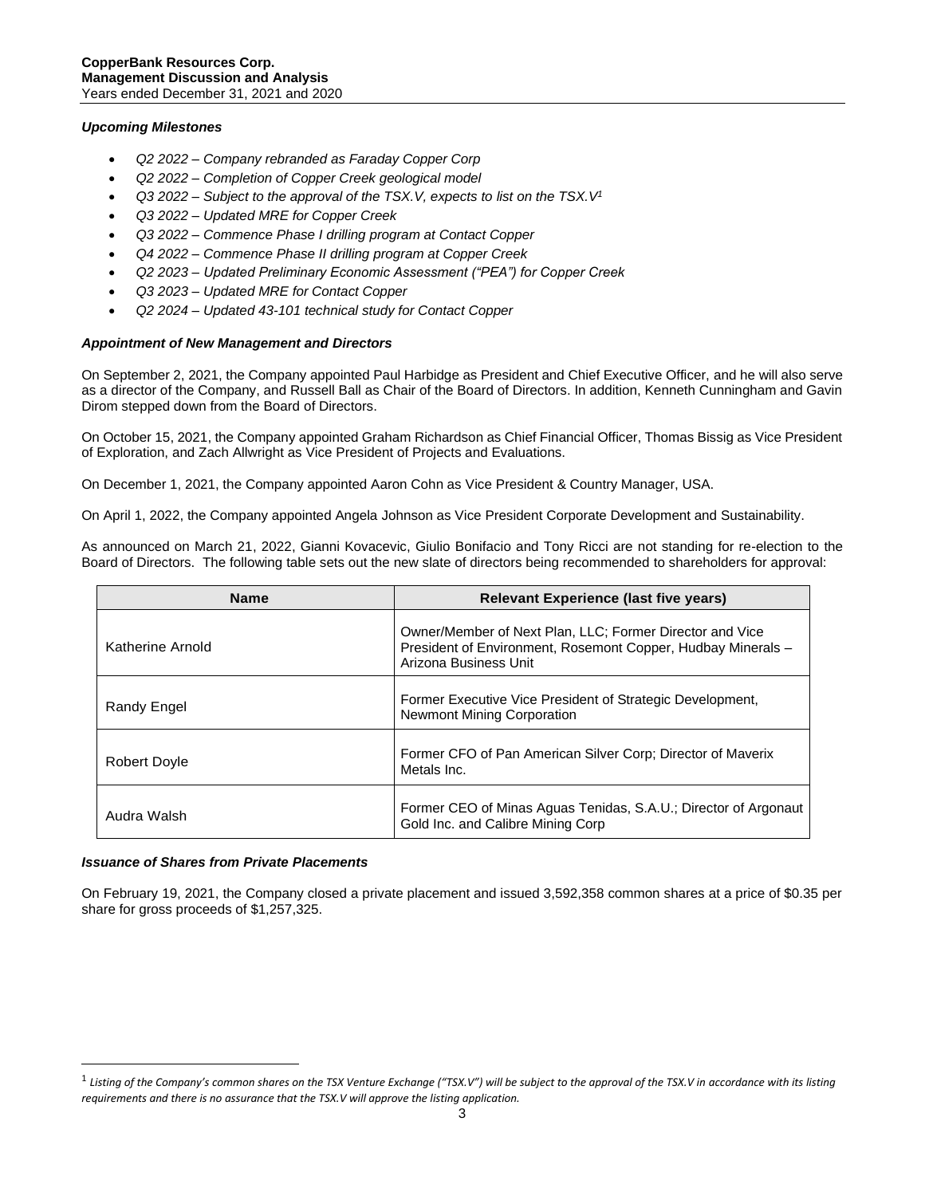### *Upcoming Milestones*

- *Q2 2022 – Company rebranded as Faraday Copper Corp*
- *Q2 2022 – Completion of Copper Creek geological model*
- *Q3 2022 – Subject to the approval of the TSX.V, expects to list on the TSX.V*[1]
- *Q3 2022 – Updated MRE for Copper Creek*
- *Q3 2022 – Commence Phase I drilling program at Contact Copper*
- *Q4 2022 – Commence Phase II drilling program at Copper Creek*
- *Q2 2023 – Updated Preliminary Economic Assessment ("PEA") for Copper Creek*
- *Q3 2023 – Updated MRE for Contact Copper*
- *Q2 2024 – Updated 43-101 technical study for Contact Copper*

### *Appointment of New Management and Directors*

On September 2, 2021, the Company appointed Paul Harbidge as President and Chief Executive Officer, and he will also serve as a director of the Company, and Russell Ball as Chair of the Board of Directors. In addition, Kenneth Cunningham and Gavin Dirom stepped down from the Board of Directors.

On October 15, 2021, the Company appointed Graham Richardson as Chief Financial Officer, Thomas Bissig as Vice President of Exploration, and Zach Allwright as Vice President of Projects and Evaluations.

On December 1, 2021, the Company appointed Aaron Cohn as Vice President & Country Manager, USA.

On April 1, 2022, the Company appointed Angela Johnson as Vice President Corporate Development and Sustainability.

As announced on March 21, 2022, Gianni Kovacevic, Giulio Bonifacio and Tony Ricci are not standing for re-election to the Board of Directors. The following table sets out the new slate of directors being recommended to shareholders for approval:

| Name | Relevant Experience (last five years) |
|---|---|
| Katherine Arnold | Owner/Member of Next Plan, LLC; Former Director and Vice President of Environment, Rosemont Copper, Hudbay Minerals – Arizona Business Unit |
| Randy Engel | Former Executive Vice President of Strategic Development, Newmont Mining Corporation |
| Robert Doyle | Former CFO of Pan American Silver Corp; Director of Maverix Metals Inc. |
| Audra Walsh | Former CEO of Minas Aguas Tenidas, S.A.U.; Director of Argonaut Gold Inc. and Calibre Mining Corp |

### *Issuance of Shares from Private Placements*

On February 19, 2021, the Company closed a private placement and issued 3,592,358 common shares at a price of $0.35 per share for gross proceeds of $1,257,325.

---

[1] *Listing of the Company's common shares on the TSX Venture Exchange ("TSX.V") will be subject to the approval of the TSX.V in accordance with its listing requirements and there is no assurance that the TSX.V will approve the listing application.*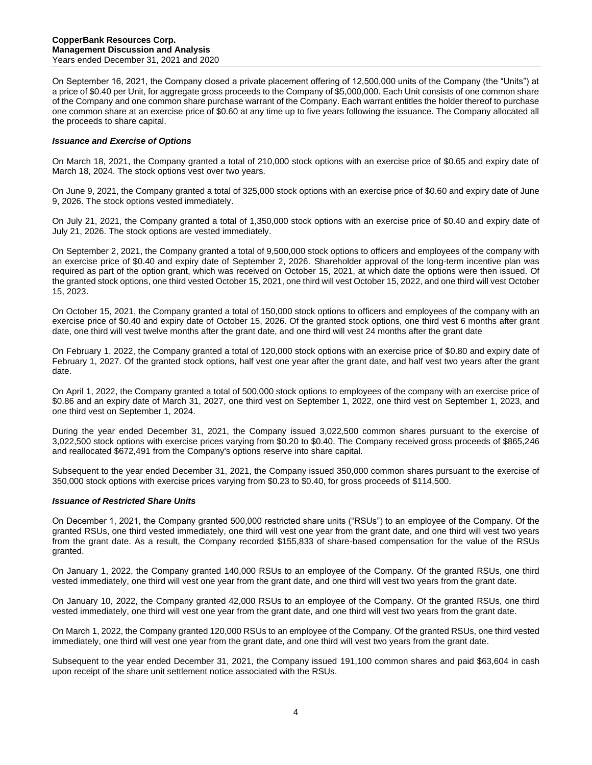On September 16, 2021, the Company closed a private placement offering of 12,500,000 units of the Company (the "Units") at a price of $0.40 per Unit, for aggregate gross proceeds to the Company of $5,000,000. Each Unit consists of one common share of the Company and one common share purchase warrant of the Company. Each warrant entitles the holder thereof to purchase one common share at an exercise price of $0.60 at any time up to five years following the issuance. The Company allocated all the proceeds to share capital.

***Issuance and Exercise of Options***

On March 18, 2021, the Company granted a total of 210,000 stock options with an exercise price of $0.65 and expiry date of March 18, 2024. The stock options vest over two years.

On June 9, 2021, the Company granted a total of 325,000 stock options with an exercise price of $0.60 and expiry date of June 9, 2026. The stock options vested immediately.

On July 21, 2021, the Company granted a total of 1,350,000 stock options with an exercise price of $0.40 and expiry date of July 21, 2026. The stock options are vested immediately.

On September 2, 2021, the Company granted a total of 9,500,000 stock options to officers and employees of the company with an exercise price of $0.40 and expiry date of September 2, 2026. Shareholder approval of the long-term incentive plan was required as part of the option grant, which was received on October 15, 2021, at which date the options were then issued. Of the granted stock options, one third vested October 15, 2021, one third will vest October 15, 2022, and one third will vest October 15, 2023.

On October 15, 2021, the Company granted a total of 150,000 stock options to officers and employees of the company with an exercise price of $0.40 and expiry date of October 15, 2026. Of the granted stock options, one third vest 6 months after grant date, one third will vest twelve months after the grant date, and one third will vest 24 months after the grant date

On February 1, 2022, the Company granted a total of 120,000 stock options with an exercise price of $0.80 and expiry date of February 1, 2027. Of the granted stock options, half vest one year after the grant date, and half vest two years after the grant date.

On April 1, 2022, the Company granted a total of 500,000 stock options to employees of the company with an exercise price of $0.86 and an expiry date of March 31, 2027, one third vest on September 1, 2022, one third vest on September 1, 2023, and one third vest on September 1, 2024.

During the year ended December 31, 2021, the Company issued 3,022,500 common shares pursuant to the exercise of 3,022,500 stock options with exercise prices varying from $0.20 to $0.40. The Company received gross proceeds of $865,246 and reallocated $672,491 from the Company's options reserve into share capital.

Subsequent to the year ended December 31, 2021, the Company issued 350,000 common shares pursuant to the exercise of 350,000 stock options with exercise prices varying from $0.23 to $0.40, for gross proceeds of $114,500.

***Issuance of Restricted Share Units***

On December 1, 2021, the Company granted 500,000 restricted share units ("RSUs") to an employee of the Company. Of the granted RSUs, one third vested immediately, one third will vest one year from the grant date, and one third will vest two years from the grant date. As a result, the Company recorded $155,833 of share-based compensation for the value of the RSUs granted.

On January 1, 2022, the Company granted 140,000 RSUs to an employee of the Company. Of the granted RSUs, one third vested immediately, one third will vest one year from the grant date, and one third will vest two years from the grant date.

On January 10, 2022, the Company granted 42,000 RSUs to an employee of the Company. Of the granted RSUs, one third vested immediately, one third will vest one year from the grant date, and one third will vest two years from the grant date.

On March 1, 2022, the Company granted 120,000 RSUs to an employee of the Company. Of the granted RSUs, one third vested immediately, one third will vest one year from the grant date, and one third will vest two years from the grant date.

Subsequent to the year ended December 31, 2021, the Company issued 191,100 common shares and paid $63,604 in cash upon receipt of the share unit settlement notice associated with the RSUs.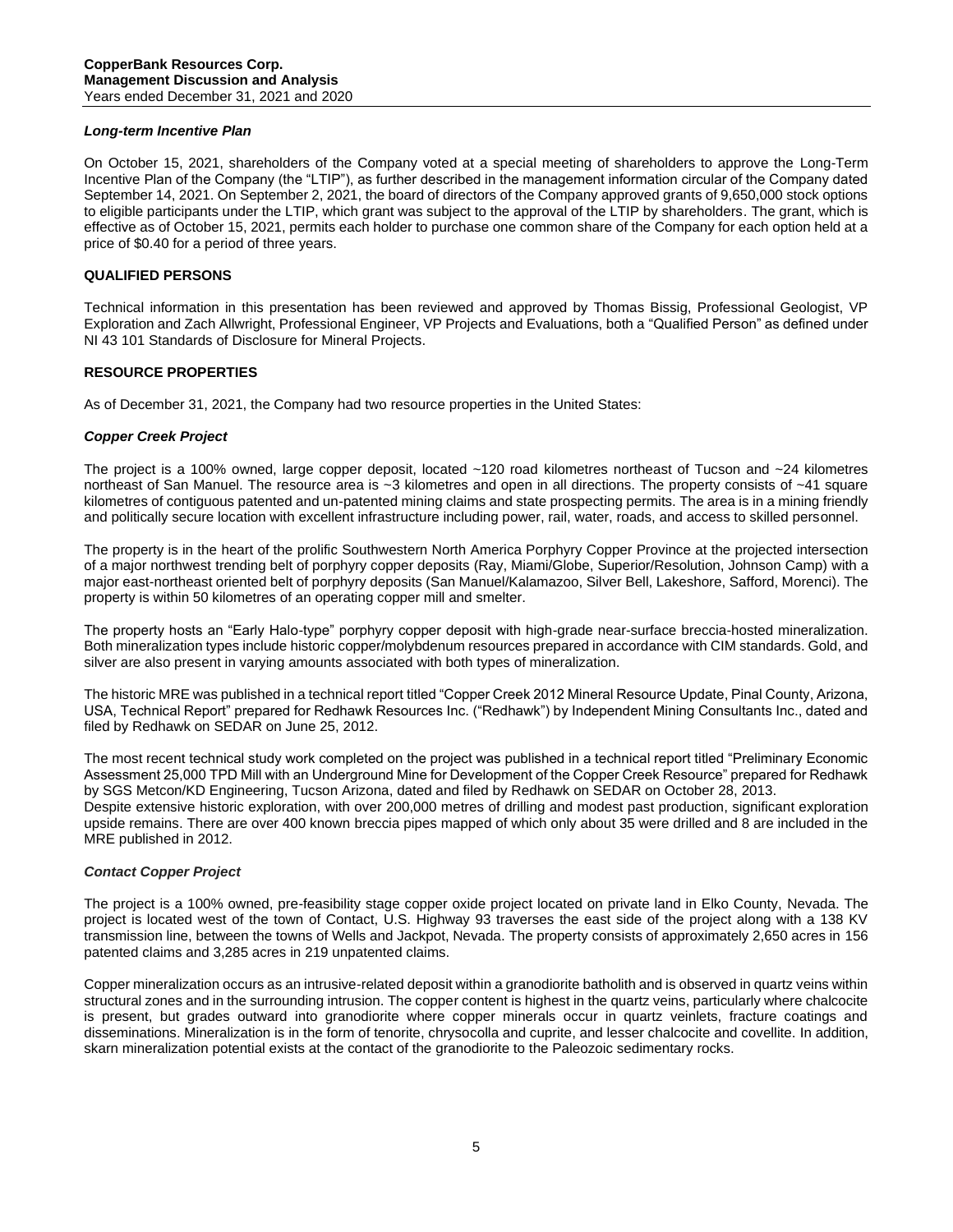### *Long-term Incentive Plan*

On October 15, 2021, shareholders of the Company voted at a special meeting of shareholders to approve the Long-Term Incentive Plan of the Company (the "LTIP"), as further described in the management information circular of the Company dated September 14, 2021. On September 2, 2021, the board of directors of the Company approved grants of 9,650,000 stock options to eligible participants under the LTIP, which grant was subject to the approval of the LTIP by shareholders. The grant, which is effective as of October 15, 2021, permits each holder to purchase one common share of the Company for each option held at a price of $0.40 for a period of three years.

## QUALIFIED PERSONS

Technical information in this presentation has been reviewed and approved by Thomas Bissig, Professional Geologist, VP Exploration and Zach Allwright, Professional Engineer, VP Projects and Evaluations, both a "Qualified Person" as defined under NI 43 101 Standards of Disclosure for Mineral Projects.

## RESOURCE PROPERTIES

As of December 31, 2021, the Company had two resource properties in the United States:

### *Copper Creek Project*

The project is a 100% owned, large copper deposit, located ~120 road kilometres northeast of Tucson and ~24 kilometres northeast of San Manuel. The resource area is ~3 kilometres and open in all directions. The property consists of ~41 square kilometres of contiguous patented and un-patented mining claims and state prospecting permits. The area is in a mining friendly and politically secure location with excellent infrastructure including power, rail, water, roads, and access to skilled personnel.

The property is in the heart of the prolific Southwestern North America Porphyry Copper Province at the projected intersection of a major northwest trending belt of porphyry copper deposits (Ray, Miami/Globe, Superior/Resolution, Johnson Camp) with a major east-northeast oriented belt of porphyry deposits (San Manuel/Kalamazoo, Silver Bell, Lakeshore, Safford, Morenci). The property is within 50 kilometres of an operating copper mill and smelter.

The property hosts an "Early Halo-type" porphyry copper deposit with high-grade near-surface breccia-hosted mineralization. Both mineralization types include historic copper/molybdenum resources prepared in accordance with CIM standards. Gold, and silver are also present in varying amounts associated with both types of mineralization.

The historic MRE was published in a technical report titled "Copper Creek 2012 Mineral Resource Update, Pinal County, Arizona, USA, Technical Report" prepared for Redhawk Resources Inc. ("Redhawk") by Independent Mining Consultants Inc., dated and filed by Redhawk on SEDAR on June 25, 2012.

The most recent technical study work completed on the project was published in a technical report titled "Preliminary Economic Assessment 25,000 TPD Mill with an Underground Mine for Development of the Copper Creek Resource" prepared for Redhawk by SGS Metcon/KD Engineering, Tucson Arizona, dated and filed by Redhawk on SEDAR on October 28, 2013.
Despite extensive historic exploration, with over 200,000 metres of drilling and modest past production, significant exploration upside remains. There are over 400 known breccia pipes mapped of which only about 35 were drilled and 8 are included in the MRE published in 2012.

### *Contact Copper Project*

The project is a 100% owned, pre-feasibility stage copper oxide project located on private land in Elko County, Nevada. The project is located west of the town of Contact, U.S. Highway 93 traverses the east side of the project along with a 138 KV transmission line, between the towns of Wells and Jackpot, Nevada. The property consists of approximately 2,650 acres in 156 patented claims and 3,285 acres in 219 unpatented claims.

Copper mineralization occurs as an intrusive-related deposit within a granodiorite batholith and is observed in quartz veins within structural zones and in the surrounding intrusion. The copper content is highest in the quartz veins, particularly where chalcocite is present, but grades outward into granodiorite where copper minerals occur in quartz veinlets, fracture coatings and disseminations. Mineralization is in the form of tenorite, chrysocolla and cuprite, and lesser chalcocite and covellite. In addition, skarn mineralization potential exists at the contact of the granodiorite to the Paleozoic sedimentary rocks.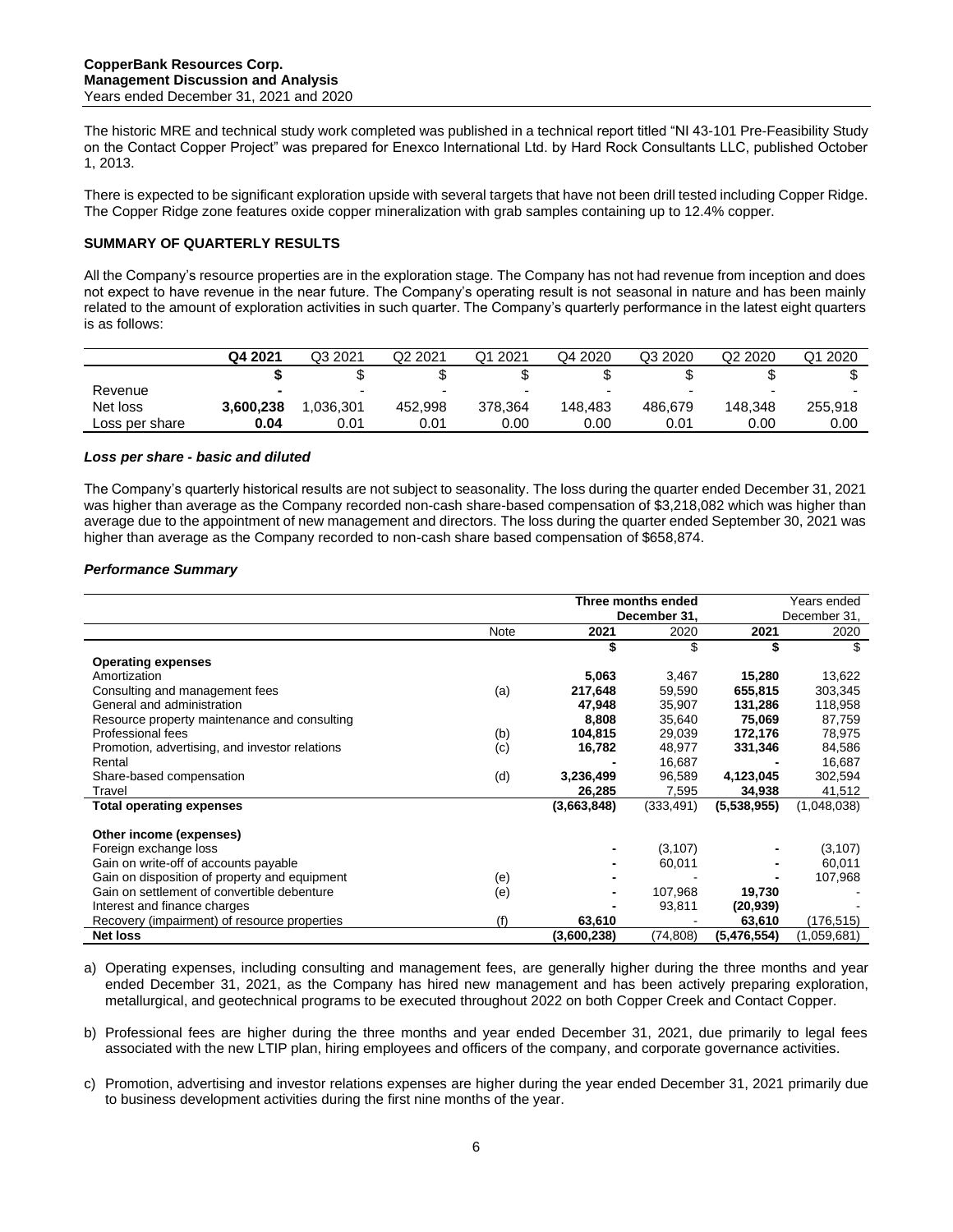The historic MRE and technical study work completed was published in a technical report titled "NI 43-101 Pre-Feasibility Study on the Contact Copper Project" was prepared for Enexco International Ltd. by Hard Rock Consultants LLC, published October 1, 2013.

There is expected to be significant exploration upside with several targets that have not been drill tested including Copper Ridge. The Copper Ridge zone features oxide copper mineralization with grab samples containing up to 12.4% copper.

## SUMMARY OF QUARTERLY RESULTS

All the Company's resource properties are in the exploration stage. The Company has not had revenue from inception and does not expect to have revenue in the near future. The Company's operating result is not seasonal in nature and has been mainly related to the amount of exploration activities in such quarter. The Company's quarterly performance in the latest eight quarters is as follows:

| | **Q4 2021** | Q3 2021 | Q2 2021 | Q1 2021 | Q4 2020 | Q3 2020 | Q2 2020 | Q1 2020 |
|---|---|---|---|---|---|---|---|---|
| | **$** | $ | $ | $ | $ | $ | $ | $ |
| Revenue | **-** | - | - | - | - | - | - | - |
| Net loss | **3,600,238** | 1,036,301 | 452,998 | 378,364 | 148,483 | 486,679 | 148,348 | 255,918 |
| Loss per share | **0.04** | 0.01 | 0.01 | 0.00 | 0.00 | 0.01 | 0.00 | 0.00 |

### *Loss per share - basic and diluted*

The Company's quarterly historical results are not subject to seasonality. The loss during the quarter ended December 31, 2021 was higher than average as the Company recorded non-cash share-based compensation of $3,218,082 which was higher than average due to the appointment of new management and directors. The loss during the quarter ended September 30, 2021 was higher than average as the Company recorded to non-cash share based compensation of $658,874.

### *Performance Summary*

| | | **Three months ended December 31,** | | Years ended December 31, | |
|---|---|---|---|---|---|
| | Note | **2021** | 2020 | **2021** | 2020 |
| | | **$** | $ | **$** | $ |
| **Operating expenses** | | | | | |
| Amortization | | **5,063** | 3,467 | **15,280** | 13,622 |
| Consulting and management fees | (a) | **217,648** | 59,590 | **655,815** | 303,345 |
| General and administration | | **47,948** | 35,907 | **131,286** | 118,958 |
| Resource property maintenance and consulting | | **8,808** | 35,640 | **75,069** | 87,759 |
| Professional fees | (b) | **104,815** | 29,039 | **172,176** | 78,975 |
| Promotion, advertising, and investor relations | (c) | **16,782** | 48,977 | **331,346** | 84,586 |
| Rental | | **-** | 16,687 | **-** | 16,687 |
| Share-based compensation | (d) | **3,236,499** | 96,589 | **4,123,045** | 302,594 |
| Travel | | **26,285** | 7,595 | **34,938** | 41,512 |
| **Total operating expenses** | | **(3,663,848)** | (333,491) | **(5,538,955)** | (1,048,038) |
| **Other income (expenses)** | | | | | |
| Foreign exchange loss | | **-** | (3,107) | **-** | (3,107) |
| Gain on write-off of accounts payable | | **-** | 60,011 | **-** | 60,011 |
| Gain on disposition of property and equipment | (e) | **-** | - | **-** | 107,968 |
| Gain on settlement of convertible debenture | (e) | **-** | 107,968 | **19,730** | - |
| Interest and finance charges | | **-** | 93,811 | **(20,939)** | - |
| Recovery (impairment) of resource properties | (f) | **63,610** | - | **63,610** | (176,515) |
| **Net loss** | | **(3,600,238)** | (74,808) | **(5,476,554)** | (1,059,681) |

a) Operating expenses, including consulting and management fees, are generally higher during the three months and year ended December 31, 2021, as the Company has hired new management and has been actively preparing exploration, metallurgical, and geotechnical programs to be executed throughout 2022 on both Copper Creek and Contact Copper.

b) Professional fees are higher during the three months and year ended December 31, 2021, due primarily to legal fees associated with the new LTIP plan, hiring employees and officers of the company, and corporate governance activities.

c) Promotion, advertising and investor relations expenses are higher during the year ended December 31, 2021 primarily due to business development activities during the first nine months of the year.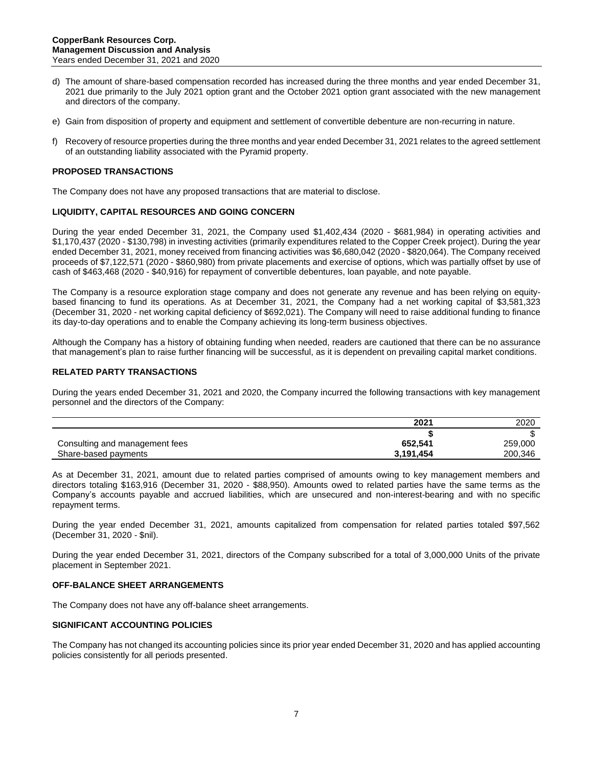d) The amount of share-based compensation recorded has increased during the three months and year ended December 31, 2021 due primarily to the July 2021 option grant and the October 2021 option grant associated with the new management and directors of the company.

e) Gain from disposition of property and equipment and settlement of convertible debenture are non-recurring in nature.

f) Recovery of resource properties during the three months and year ended December 31, 2021 relates to the agreed settlement of an outstanding liability associated with the Pyramid property.

## PROPOSED TRANSACTIONS

The Company does not have any proposed transactions that are material to disclose.

## LIQUIDITY, CAPITAL RESOURCES AND GOING CONCERN

During the year ended December 31, 2021, the Company used $1,402,434 (2020 - $681,984) in operating activities and $1,170,437 (2020 - $130,798) in investing activities (primarily expenditures related to the Copper Creek project). During the year ended December 31, 2021, money received from financing activities was $6,680,042 (2020 - $820,064). The Company received proceeds of $7,122,571 (2020 - $860,980) from private placements and exercise of options, which was partially offset by use of cash of $463,468 (2020 - $40,916) for repayment of convertible debentures, loan payable, and note payable.

The Company is a resource exploration stage company and does not generate any revenue and has been relying on equity-based financing to fund its operations. As at December 31, 2021, the Company had a net working capital of $3,581,323 (December 31, 2020 - net working capital deficiency of $692,021). The Company will need to raise additional funding to finance its day-to-day operations and to enable the Company achieving its long-term business objectives.

Although the Company has a history of obtaining funding when needed, readers are cautioned that there can be no assurance that management's plan to raise further financing will be successful, as it is dependent on prevailing capital market conditions.

## RELATED PARTY TRANSACTIONS

During the years ended December 31, 2021 and 2020, the Company incurred the following transactions with key management personnel and the directors of the Company:

| | **2021** | 2020 |
|---|---|---|
| | **$** | $ |
| Consulting and management fees | **652,541** | 259,000 |
| Share-based payments | **3,191,454** | 200,346 |

As at December 31, 2021, amount due to related parties comprised of amounts owing to key management members and directors totaling $163,916 (December 31, 2020 - $88,950). Amounts owed to related parties have the same terms as the Company's accounts payable and accrued liabilities, which are unsecured and non-interest-bearing and with no specific repayment terms.

During the year ended December 31, 2021, amounts capitalized from compensation for related parties totaled $97,562 (December 31, 2020 - $nil).

During the year ended December 31, 2021, directors of the Company subscribed for a total of 3,000,000 Units of the private placement in September 2021.

## OFF-BALANCE SHEET ARRANGEMENTS

The Company does not have any off-balance sheet arrangements.

## SIGNIFICANT ACCOUNTING POLICIES

The Company has not changed its accounting policies since its prior year ended December 31, 2020 and has applied accounting policies consistently for all periods presented.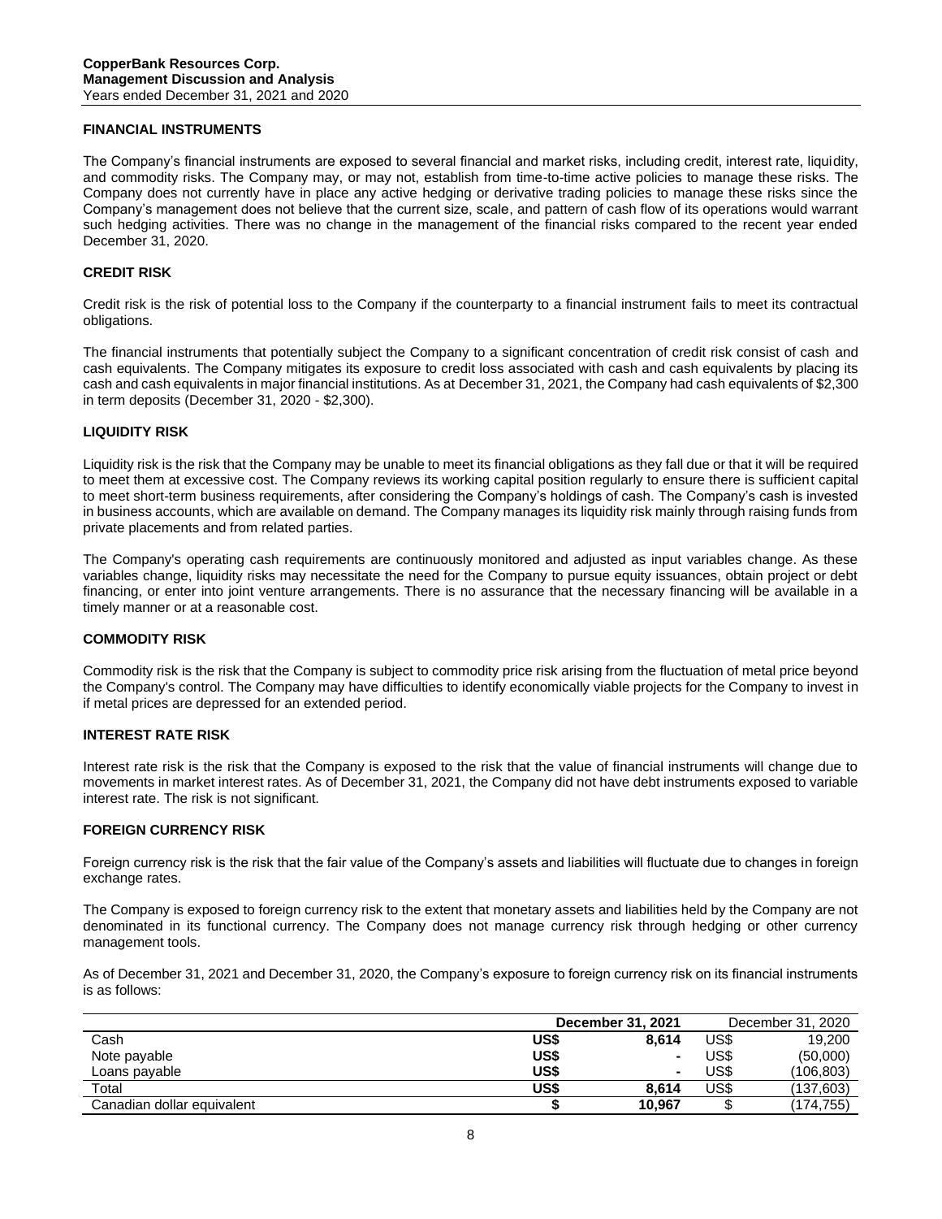## FINANCIAL INSTRUMENTS

The Company's financial instruments are exposed to several financial and market risks, including credit, interest rate, liquidity, and commodity risks. The Company may, or may not, establish from time-to-time active policies to manage these risks. The Company does not currently have in place any active hedging or derivative trading policies to manage these risks since the Company's management does not believe that the current size, scale, and pattern of cash flow of its operations would warrant such hedging activities. There was no change in the management of the financial risks compared to the recent year ended December 31, 2020.

## CREDIT RISK

Credit risk is the risk of potential loss to the Company if the counterparty to a financial instrument fails to meet its contractual obligations.

The financial instruments that potentially subject the Company to a significant concentration of credit risk consist of cash and cash equivalents. The Company mitigates its exposure to credit loss associated with cash and cash equivalents by placing its cash and cash equivalents in major financial institutions. As at December 31, 2021, the Company had cash equivalents of $2,300 in term deposits (December 31, 2020 - $2,300).

## LIQUIDITY RISK

Liquidity risk is the risk that the Company may be unable to meet its financial obligations as they fall due or that it will be required to meet them at excessive cost. The Company reviews its working capital position regularly to ensure there is sufficient capital to meet short-term business requirements, after considering the Company's holdings of cash. The Company's cash is invested in business accounts, which are available on demand. The Company manages its liquidity risk mainly through raising funds from private placements and from related parties.

The Company's operating cash requirements are continuously monitored and adjusted as input variables change. As these variables change, liquidity risks may necessitate the need for the Company to pursue equity issuances, obtain project or debt financing, or enter into joint venture arrangements. There is no assurance that the necessary financing will be available in a timely manner or at a reasonable cost.

## COMMODITY RISK

Commodity risk is the risk that the Company is subject to commodity price risk arising from the fluctuation of metal price beyond the Company's control. The Company may have difficulties to identify economically viable projects for the Company to invest in if metal prices are depressed for an extended period.

## INTEREST RATE RISK

Interest rate risk is the risk that the Company is exposed to the risk that the value of financial instruments will change due to movements in market interest rates. As of December 31, 2021, the Company did not have debt instruments exposed to variable interest rate. The risk is not significant.

## FOREIGN CURRENCY RISK

Foreign currency risk is the risk that the fair value of the Company's assets and liabilities will fluctuate due to changes in foreign exchange rates.

The Company is exposed to foreign currency risk to the extent that monetary assets and liabilities held by the Company are not denominated in its functional currency. The Company does not manage currency risk through hedging or other currency management tools.

As of December 31, 2021 and December 31, 2020, the Company's exposure to foreign currency risk on its financial instruments is as follows:

| | **December 31, 2021** | | December 31, 2020 | |
|---|---|---|---|---|
| Cash | **US$** | **8,614** | US$ | 19,200 |
| Note payable | **US$** | **-** | US$ | (50,000) |
| Loans payable | **US$** | **-** | US$ | (106,803) |
| Total | **US$** | **8,614** | US$ | (137,603) |
| Canadian dollar equivalent | **$** | **10,967** | $ | (174,755) |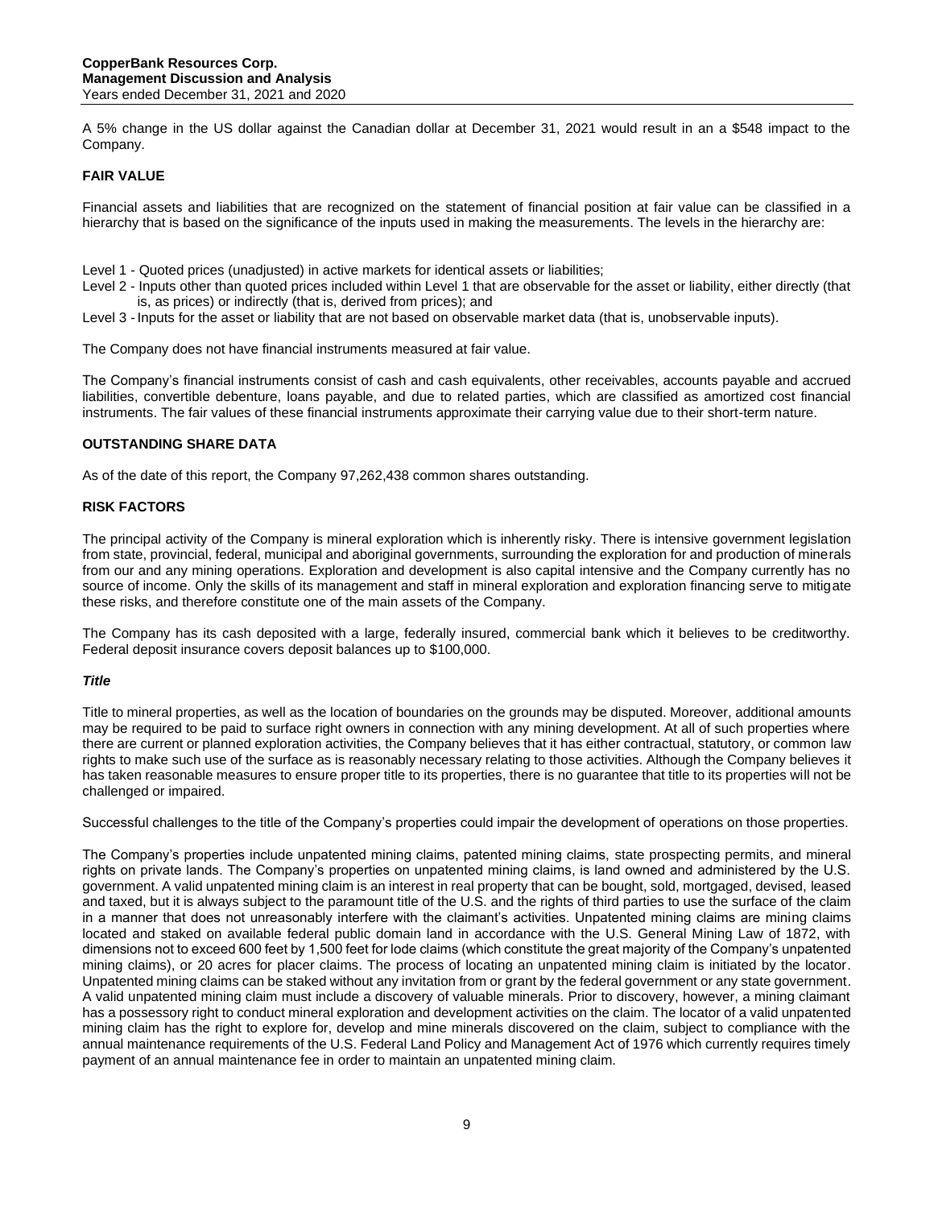A 5% change in the US dollar against the Canadian dollar at December 31, 2021 would result in an a $548 impact to the Company.

## FAIR VALUE

Financial assets and liabilities that are recognized on the statement of financial position at fair value can be classified in a hierarchy that is based on the significance of the inputs used in making the measurements. The levels in the hierarchy are:

Level 1 - Quoted prices (unadjusted) in active markets for identical assets or liabilities;
Level 2 - Inputs other than quoted prices included within Level 1 that are observable for the asset or liability, either directly (that is, as prices) or indirectly (that is, derived from prices); and
Level 3 - Inputs for the asset or liability that are not based on observable market data (that is, unobservable inputs).

The Company does not have financial instruments measured at fair value.

The Company's financial instruments consist of cash and cash equivalents, other receivables, accounts payable and accrued liabilities, convertible debenture, loans payable, and due to related parties, which are classified as amortized cost financial instruments. The fair values of these financial instruments approximate their carrying value due to their short-term nature.

## OUTSTANDING SHARE DATA

As of the date of this report, the Company 97,262,438 common shares outstanding.

## RISK FACTORS

The principal activity of the Company is mineral exploration which is inherently risky. There is intensive government legislation from state, provincial, federal, municipal and aboriginal governments, surrounding the exploration for and production of minerals from our and any mining operations. Exploration and development is also capital intensive and the Company currently has no source of income. Only the skills of its management and staff in mineral exploration and exploration financing serve to mitigate these risks, and therefore constitute one of the main assets of the Company.

The Company has its cash deposited with a large, federally insured, commercial bank which it believes to be creditworthy. Federal deposit insurance covers deposit balances up to $100,000.

### *Title*

Title to mineral properties, as well as the location of boundaries on the grounds may be disputed. Moreover, additional amounts may be required to be paid to surface right owners in connection with any mining development. At all of such properties where there are current or planned exploration activities, the Company believes that it has either contractual, statutory, or common law rights to make such use of the surface as is reasonably necessary relating to those activities. Although the Company believes it has taken reasonable measures to ensure proper title to its properties, there is no guarantee that title to its properties will not be challenged or impaired.

Successful challenges to the title of the Company's properties could impair the development of operations on those properties.

The Company's properties include unpatented mining claims, patented mining claims, state prospecting permits, and mineral rights on private lands. The Company's properties on unpatented mining claims, is land owned and administered by the U.S. government. A valid unpatented mining claim is an interest in real property that can be bought, sold, mortgaged, devised, leased and taxed, but it is always subject to the paramount title of the U.S. and the rights of third parties to use the surface of the claim in a manner that does not unreasonably interfere with the claimant's activities. Unpatented mining claims are mining claims located and staked on available federal public domain land in accordance with the U.S. General Mining Law of 1872, with dimensions not to exceed 600 feet by 1,500 feet for lode claims (which constitute the great majority of the Company's unpatented mining claims), or 20 acres for placer claims. The process of locating an unpatented mining claim is initiated by the locator. Unpatented mining claims can be staked without any invitation from or grant by the federal government or any state government. A valid unpatented mining claim must include a discovery of valuable minerals. Prior to discovery, however, a mining claimant has a possessory right to conduct mineral exploration and development activities on the claim. The locator of a valid unpatented mining claim has the right to explore for, develop and mine minerals discovered on the claim, subject to compliance with the annual maintenance requirements of the U.S. Federal Land Policy and Management Act of 1976 which currently requires timely payment of an annual maintenance fee in order to maintain an unpatented mining claim.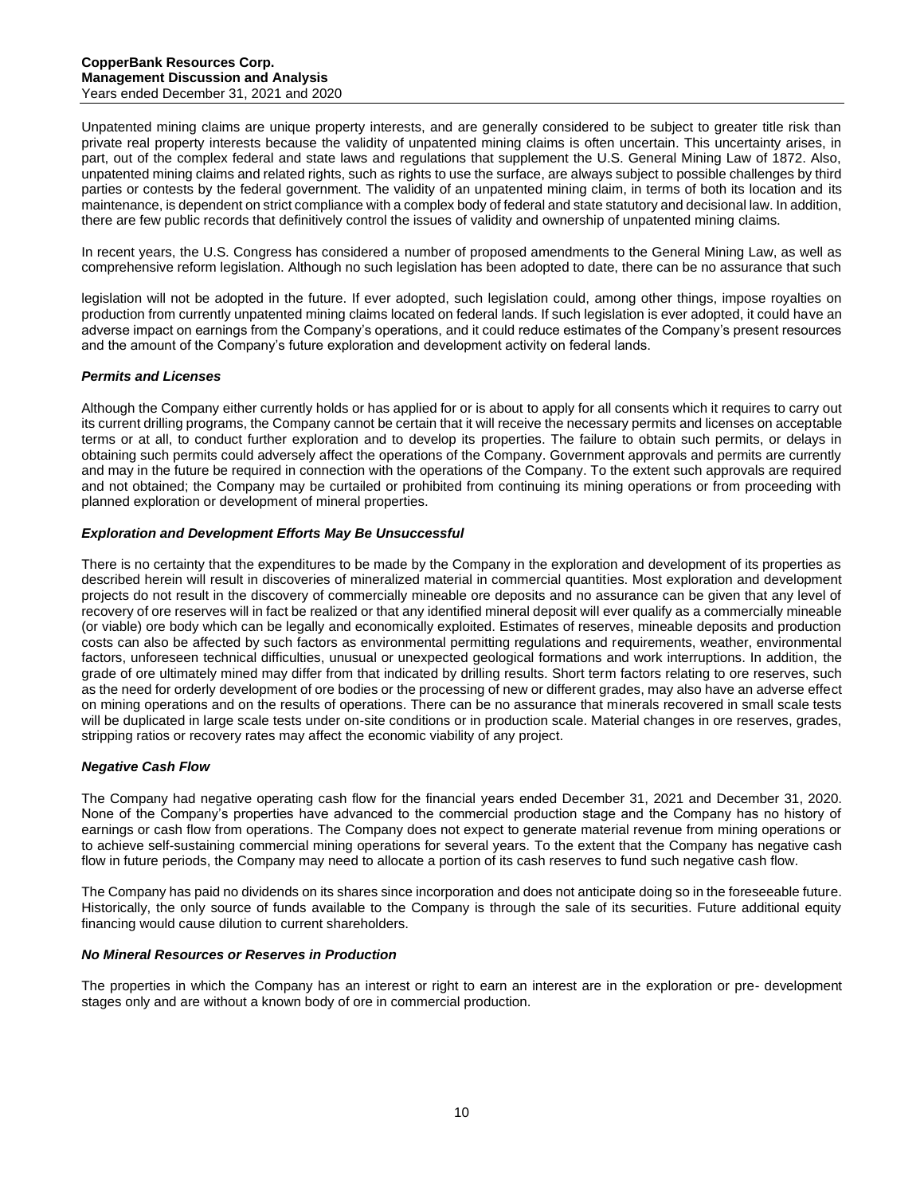Unpatented mining claims are unique property interests, and are generally considered to be subject to greater title risk than private real property interests because the validity of unpatented mining claims is often uncertain. This uncertainty arises, in part, out of the complex federal and state laws and regulations that supplement the U.S. General Mining Law of 1872. Also, unpatented mining claims and related rights, such as rights to use the surface, are always subject to possible challenges by third parties or contests by the federal government. The validity of an unpatented mining claim, in terms of both its location and its maintenance, is dependent on strict compliance with a complex body of federal and state statutory and decisional law. In addition, there are few public records that definitively control the issues of validity and ownership of unpatented mining claims.

In recent years, the U.S. Congress has considered a number of proposed amendments to the General Mining Law, as well as comprehensive reform legislation. Although no such legislation has been adopted to date, there can be no assurance that such legislation will not be adopted in the future. If ever adopted, such legislation could, among other things, impose royalties on production from currently unpatented mining claims located on federal lands. If such legislation is ever adopted, it could have an adverse impact on earnings from the Company's operations, and it could reduce estimates of the Company's present resources and the amount of the Company's future exploration and development activity on federal lands.

***Permits and Licenses***

Although the Company either currently holds or has applied for or is about to apply for all consents which it requires to carry out its current drilling programs, the Company cannot be certain that it will receive the necessary permits and licenses on acceptable terms or at all, to conduct further exploration and to develop its properties. The failure to obtain such permits, or delays in obtaining such permits could adversely affect the operations of the Company. Government approvals and permits are currently and may in the future be required in connection with the operations of the Company. To the extent such approvals are required and not obtained; the Company may be curtailed or prohibited from continuing its mining operations or from proceeding with planned exploration or development of mineral properties.

***Exploration and Development Efforts May Be Unsuccessful***

There is no certainty that the expenditures to be made by the Company in the exploration and development of its properties as described herein will result in discoveries of mineralized material in commercial quantities. Most exploration and development projects do not result in the discovery of commercially mineable ore deposits and no assurance can be given that any level of recovery of ore reserves will in fact be realized or that any identified mineral deposit will ever qualify as a commercially mineable (or viable) ore body which can be legally and economically exploited. Estimates of reserves, mineable deposits and production costs can also be affected by such factors as environmental permitting regulations and requirements, weather, environmental factors, unforeseen technical difficulties, unusual or unexpected geological formations and work interruptions. In addition, the grade of ore ultimately mined may differ from that indicated by drilling results. Short term factors relating to ore reserves, such as the need for orderly development of ore bodies or the processing of new or different grades, may also have an adverse effect on mining operations and on the results of operations. There can be no assurance that minerals recovered in small scale tests will be duplicated in large scale tests under on-site conditions or in production scale. Material changes in ore reserves, grades, stripping ratios or recovery rates may affect the economic viability of any project.

***Negative Cash Flow***

The Company had negative operating cash flow for the financial years ended December 31, 2021 and December 31, 2020. None of the Company's properties have advanced to the commercial production stage and the Company has no history of earnings or cash flow from operations. The Company does not expect to generate material revenue from mining operations or to achieve self-sustaining commercial mining operations for several years. To the extent that the Company has negative cash flow in future periods, the Company may need to allocate a portion of its cash reserves to fund such negative cash flow.

The Company has paid no dividends on its shares since incorporation and does not anticipate doing so in the foreseeable future. Historically, the only source of funds available to the Company is through the sale of its securities. Future additional equity financing would cause dilution to current shareholders.

***No Mineral Resources or Reserves in Production***

The properties in which the Company has an interest or right to earn an interest are in the exploration or pre- development stages only and are without a known body of ore in commercial production.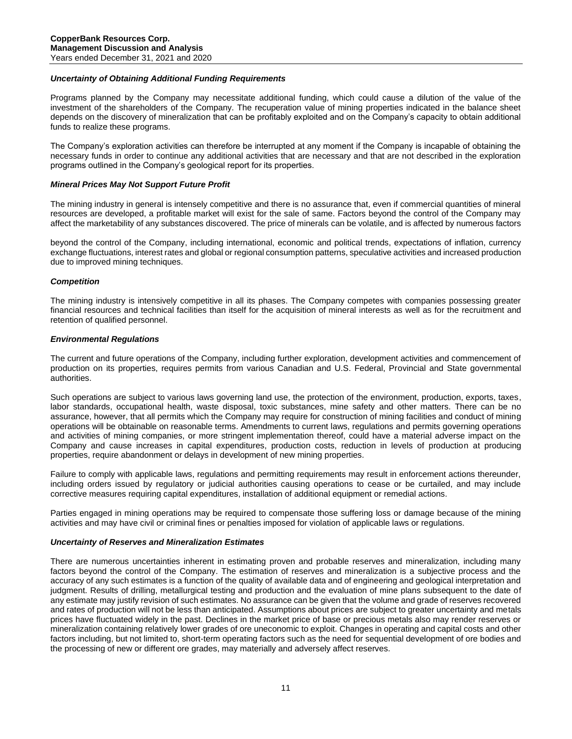### *Uncertainty of Obtaining Additional Funding Requirements*

Programs planned by the Company may necessitate additional funding, which could cause a dilution of the value of the investment of the shareholders of the Company. The recuperation value of mining properties indicated in the balance sheet depends on the discovery of mineralization that can be profitably exploited and on the Company's capacity to obtain additional funds to realize these programs.

The Company's exploration activities can therefore be interrupted at any moment if the Company is incapable of obtaining the necessary funds in order to continue any additional activities that are necessary and that are not described in the exploration programs outlined in the Company's geological report for its properties.

### *Mineral Prices May Not Support Future Profit*

The mining industry in general is intensely competitive and there is no assurance that, even if commercial quantities of mineral resources are developed, a profitable market will exist for the sale of same. Factors beyond the control of the Company may affect the marketability of any substances discovered. The price of minerals can be volatile, and is affected by numerous factors beyond the control of the Company, including international, economic and political trends, expectations of inflation, currency exchange fluctuations, interest rates and global or regional consumption patterns, speculative activities and increased production due to improved mining techniques.

### *Competition*

The mining industry is intensively competitive in all its phases. The Company competes with companies possessing greater financial resources and technical facilities than itself for the acquisition of mineral interests as well as for the recruitment and retention of qualified personnel.

### *Environmental Regulations*

The current and future operations of the Company, including further exploration, development activities and commencement of production on its properties, requires permits from various Canadian and U.S. Federal, Provincial and State governmental authorities.

Such operations are subject to various laws governing land use, the protection of the environment, production, exports, taxes, labor standards, occupational health, waste disposal, toxic substances, mine safety and other matters. There can be no assurance, however, that all permits which the Company may require for construction of mining facilities and conduct of mining operations will be obtainable on reasonable terms. Amendments to current laws, regulations and permits governing operations and activities of mining companies, or more stringent implementation thereof, could have a material adverse impact on the Company and cause increases in capital expenditures, production costs, reduction in levels of production at producing properties, require abandonment or delays in development of new mining properties.

Failure to comply with applicable laws, regulations and permitting requirements may result in enforcement actions thereunder, including orders issued by regulatory or judicial authorities causing operations to cease or be curtailed, and may include corrective measures requiring capital expenditures, installation of additional equipment or remedial actions.

Parties engaged in mining operations may be required to compensate those suffering loss or damage because of the mining activities and may have civil or criminal fines or penalties imposed for violation of applicable laws or regulations.

### *Uncertainty of Reserves and Mineralization Estimates*

There are numerous uncertainties inherent in estimating proven and probable reserves and mineralization, including many factors beyond the control of the Company. The estimation of reserves and mineralization is a subjective process and the accuracy of any such estimates is a function of the quality of available data and of engineering and geological interpretation and judgment. Results of drilling, metallurgical testing and production and the evaluation of mine plans subsequent to the date of any estimate may justify revision of such estimates. No assurance can be given that the volume and grade of reserves recovered and rates of production will not be less than anticipated. Assumptions about prices are subject to greater uncertainty and metals prices have fluctuated widely in the past. Declines in the market price of base or precious metals also may render reserves or mineralization containing relatively lower grades of ore uneconomic to exploit. Changes in operating and capital costs and other factors including, but not limited to, short-term operating factors such as the need for sequential development of ore bodies and the processing of new or different ore grades, may materially and adversely affect reserves.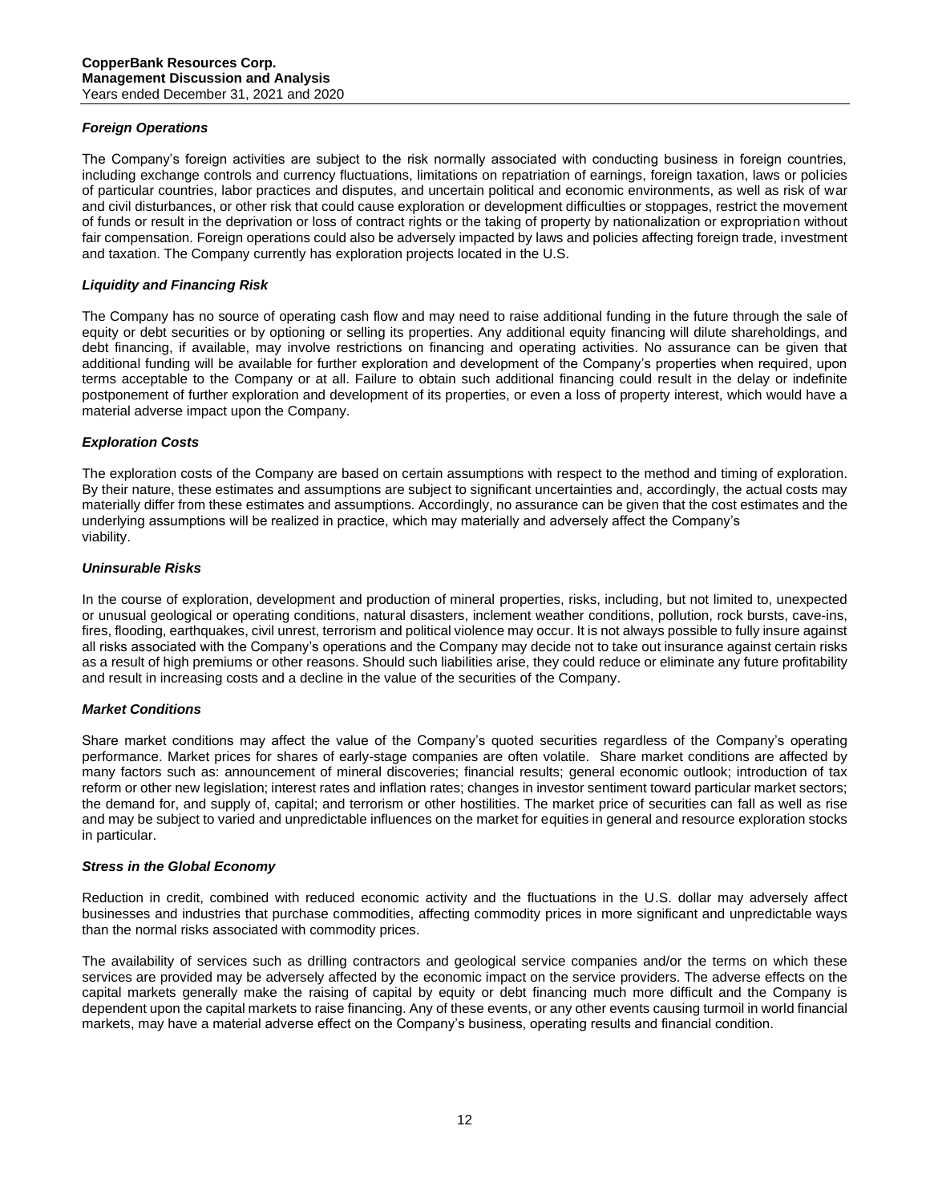### *Foreign Operations*

The Company's foreign activities are subject to the risk normally associated with conducting business in foreign countries, including exchange controls and currency fluctuations, limitations on repatriation of earnings, foreign taxation, laws or policies of particular countries, labor practices and disputes, and uncertain political and economic environments, as well as risk of war and civil disturbances, or other risk that could cause exploration or development difficulties or stoppages, restrict the movement of funds or result in the deprivation or loss of contract rights or the taking of property by nationalization or expropriation without fair compensation. Foreign operations could also be adversely impacted by laws and policies affecting foreign trade, investment and taxation. The Company currently has exploration projects located in the U.S.

### *Liquidity and Financing Risk*

The Company has no source of operating cash flow and may need to raise additional funding in the future through the sale of equity or debt securities or by optioning or selling its properties. Any additional equity financing will dilute shareholdings, and debt financing, if available, may involve restrictions on financing and operating activities. No assurance can be given that additional funding will be available for further exploration and development of the Company's properties when required, upon terms acceptable to the Company or at all. Failure to obtain such additional financing could result in the delay or indefinite postponement of further exploration and development of its properties, or even a loss of property interest, which would have a material adverse impact upon the Company.

### *Exploration Costs*

The exploration costs of the Company are based on certain assumptions with respect to the method and timing of exploration. By their nature, these estimates and assumptions are subject to significant uncertainties and, accordingly, the actual costs may materially differ from these estimates and assumptions. Accordingly, no assurance can be given that the cost estimates and the underlying assumptions will be realized in practice, which may materially and adversely affect the Company's viability.

### *Uninsurable Risks*

In the course of exploration, development and production of mineral properties, risks, including, but not limited to, unexpected or unusual geological or operating conditions, natural disasters, inclement weather conditions, pollution, rock bursts, cave-ins, fires, flooding, earthquakes, civil unrest, terrorism and political violence may occur. It is not always possible to fully insure against all risks associated with the Company's operations and the Company may decide not to take out insurance against certain risks as a result of high premiums or other reasons. Should such liabilities arise, they could reduce or eliminate any future profitability and result in increasing costs and a decline in the value of the securities of the Company.

### *Market Conditions*

Share market conditions may affect the value of the Company's quoted securities regardless of the Company's operating performance. Market prices for shares of early-stage companies are often volatile. Share market conditions are affected by many factors such as: announcement of mineral discoveries; financial results; general economic outlook; introduction of tax reform or other new legislation; interest rates and inflation rates; changes in investor sentiment toward particular market sectors; the demand for, and supply of, capital; and terrorism or other hostilities. The market price of securities can fall as well as rise and may be subject to varied and unpredictable influences on the market for equities in general and resource exploration stocks in particular.

### *Stress in the Global Economy*

Reduction in credit, combined with reduced economic activity and the fluctuations in the U.S. dollar may adversely affect businesses and industries that purchase commodities, affecting commodity prices in more significant and unpredictable ways than the normal risks associated with commodity prices.

The availability of services such as drilling contractors and geological service companies and/or the terms on which these services are provided may be adversely affected by the economic impact on the service providers. The adverse effects on the capital markets generally make the raising of capital by equity or debt financing much more difficult and the Company is dependent upon the capital markets to raise financing. Any of these events, or any other events causing turmoil in world financial markets, may have a material adverse effect on the Company's business, operating results and financial condition.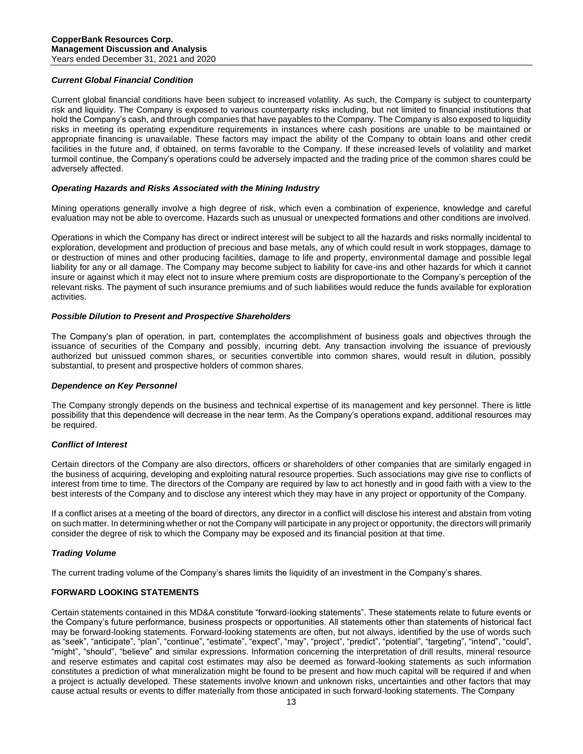### *Current Global Financial Condition*

Current global financial conditions have been subject to increased volatility. As such, the Company is subject to counterparty risk and liquidity. The Company is exposed to various counterparty risks including, but not limited to financial institutions that hold the Company's cash, and through companies that have payables to the Company. The Company is also exposed to liquidity risks in meeting its operating expenditure requirements in instances where cash positions are unable to be maintained or appropriate financing is unavailable. These factors may impact the ability of the Company to obtain loans and other credit facilities in the future and, if obtained, on terms favorable to the Company. If these increased levels of volatility and market turmoil continue, the Company's operations could be adversely impacted and the trading price of the common shares could be adversely affected.

### *Operating Hazards and Risks Associated with the Mining Industry*

Mining operations generally involve a high degree of risk, which even a combination of experience, knowledge and careful evaluation may not be able to overcome. Hazards such as unusual or unexpected formations and other conditions are involved.

Operations in which the Company has direct or indirect interest will be subject to all the hazards and risks normally incidental to exploration, development and production of precious and base metals, any of which could result in work stoppages, damage to or destruction of mines and other producing facilities, damage to life and property, environmental damage and possible legal liability for any or all damage. The Company may become subject to liability for cave-ins and other hazards for which it cannot insure or against which it may elect not to insure where premium costs are disproportionate to the Company's perception of the relevant risks. The payment of such insurance premiums and of such liabilities would reduce the funds available for exploration activities.

### *Possible Dilution to Present and Prospective Shareholders*

The Company's plan of operation, in part, contemplates the accomplishment of business goals and objectives through the issuance of securities of the Company and possibly, incurring debt. Any transaction involving the issuance of previously authorized but unissued common shares, or securities convertible into common shares, would result in dilution, possibly substantial, to present and prospective holders of common shares.

### *Dependence on Key Personnel*

The Company strongly depends on the business and technical expertise of its management and key personnel. There is little possibility that this dependence will decrease in the near term. As the Company's operations expand, additional resources may be required.

### *Conflict of Interest*

Certain directors of the Company are also directors, officers or shareholders of other companies that are similarly engaged in the business of acquiring, developing and exploiting natural resource properties. Such associations may give rise to conflicts of interest from time to time. The directors of the Company are required by law to act honestly and in good faith with a view to the best interests of the Company and to disclose any interest which they may have in any project or opportunity of the Company.

If a conflict arises at a meeting of the board of directors, any director in a conflict will disclose his interest and abstain from voting on such matter. In determining whether or not the Company will participate in any project or opportunity, the directors will primarily consider the degree of risk to which the Company may be exposed and its financial position at that time.

### *Trading Volume*

The current trading volume of the Company's shares limits the liquidity of an investment in the Company's shares.

## FORWARD LOOKING STATEMENTS

Certain statements contained in this MD&A constitute "forward-looking statements". These statements relate to future events or the Company's future performance, business prospects or opportunities. All statements other than statements of historical fact may be forward-looking statements. Forward-looking statements are often, but not always, identified by the use of words such as "seek", "anticipate", "plan", "continue", "estimate", "expect", "may", "project", "predict", "potential", "targeting", "intend", "could", "might", "should", "believe" and similar expressions. Information concerning the interpretation of drill results, mineral resource and reserve estimates and capital cost estimates may also be deemed as forward-looking statements as such information constitutes a prediction of what mineralization might be found to be present and how much capital will be required if and when a project is actually developed. These statements involve known and unknown risks, uncertainties and other factors that may cause actual results or events to differ materially from those anticipated in such forward-looking statements. The Company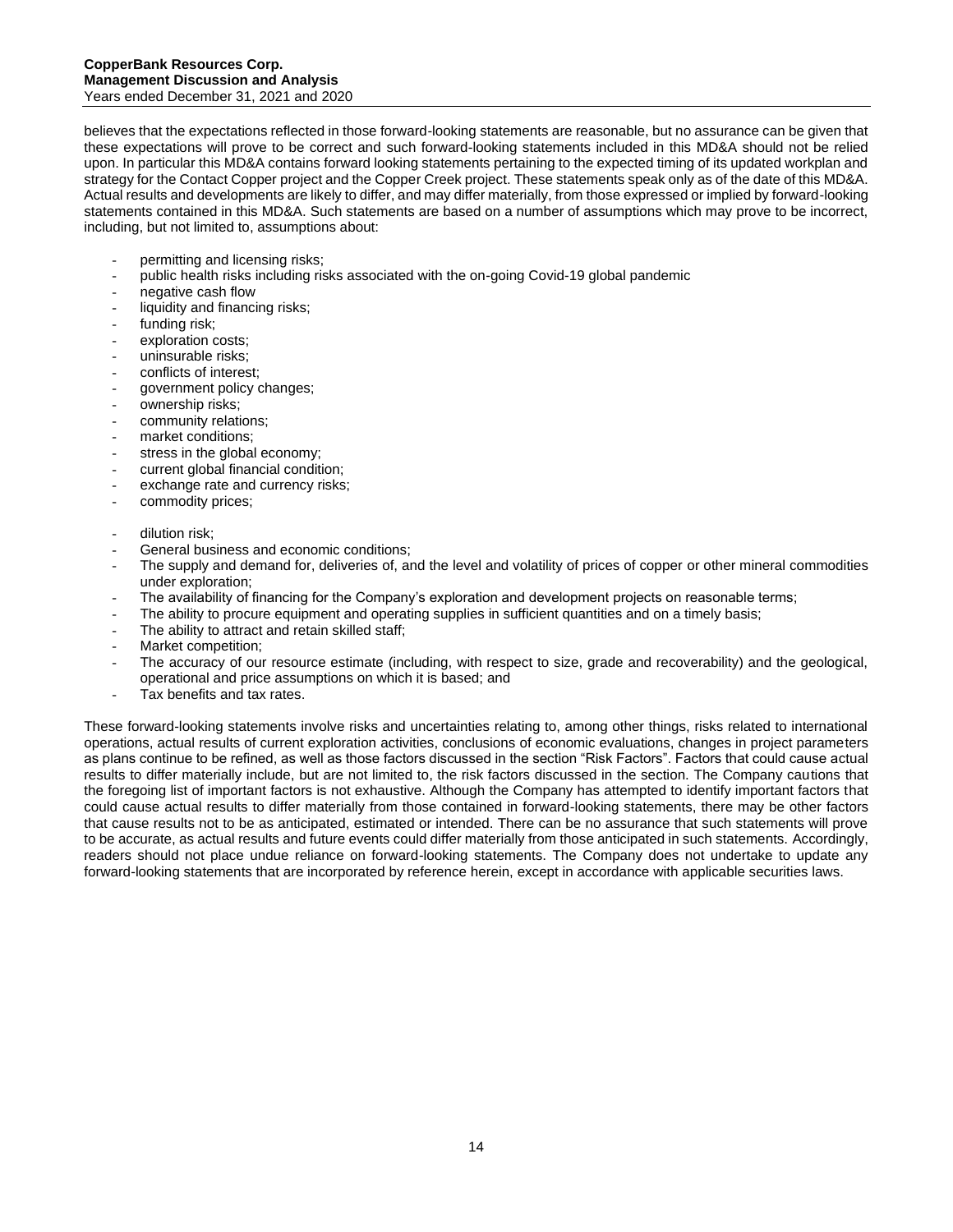believes that the expectations reflected in those forward-looking statements are reasonable, but no assurance can be given that these expectations will prove to be correct and such forward-looking statements included in this MD&A should not be relied upon. In particular this MD&A contains forward looking statements pertaining to the expected timing of its updated workplan and strategy for the Contact Copper project and the Copper Creek project. These statements speak only as of the date of this MD&A. Actual results and developments are likely to differ, and may differ materially, from those expressed or implied by forward-looking statements contained in this MD&A. Such statements are based on a number of assumptions which may prove to be incorrect, including, but not limited to, assumptions about:

- permitting and licensing risks;
- public health risks including risks associated with the on-going Covid-19 global pandemic
- negative cash flow
- liquidity and financing risks;
- funding risk;
- exploration costs;
- uninsurable risks;
- conflicts of interest;
- government policy changes;
- ownership risks;
- community relations;
- market conditions;
- stress in the global economy;
- current global financial condition;
- exchange rate and currency risks;
- commodity prices;

- dilution risk;
- General business and economic conditions;
- The supply and demand for, deliveries of, and the level and volatility of prices of copper or other mineral commodities under exploration;
- The availability of financing for the Company's exploration and development projects on reasonable terms;
- The ability to procure equipment and operating supplies in sufficient quantities and on a timely basis;
- The ability to attract and retain skilled staff;
- Market competition;
- The accuracy of our resource estimate (including, with respect to size, grade and recoverability) and the geological, operational and price assumptions on which it is based; and
- Tax benefits and tax rates.

These forward-looking statements involve risks and uncertainties relating to, among other things, risks related to international operations, actual results of current exploration activities, conclusions of economic evaluations, changes in project parameters as plans continue to be refined, as well as those factors discussed in the section "Risk Factors". Factors that could cause actual results to differ materially include, but are not limited to, the risk factors discussed in the section. The Company cautions that the foregoing list of important factors is not exhaustive. Although the Company has attempted to identify important factors that could cause actual results to differ materially from those contained in forward-looking statements, there may be other factors that cause results not to be as anticipated, estimated or intended. There can be no assurance that such statements will prove to be accurate, as actual results and future events could differ materially from those anticipated in such statements. Accordingly, readers should not place undue reliance on forward-looking statements. The Company does not undertake to update any forward-looking statements that are incorporated by reference herein, except in accordance with applicable securities laws.